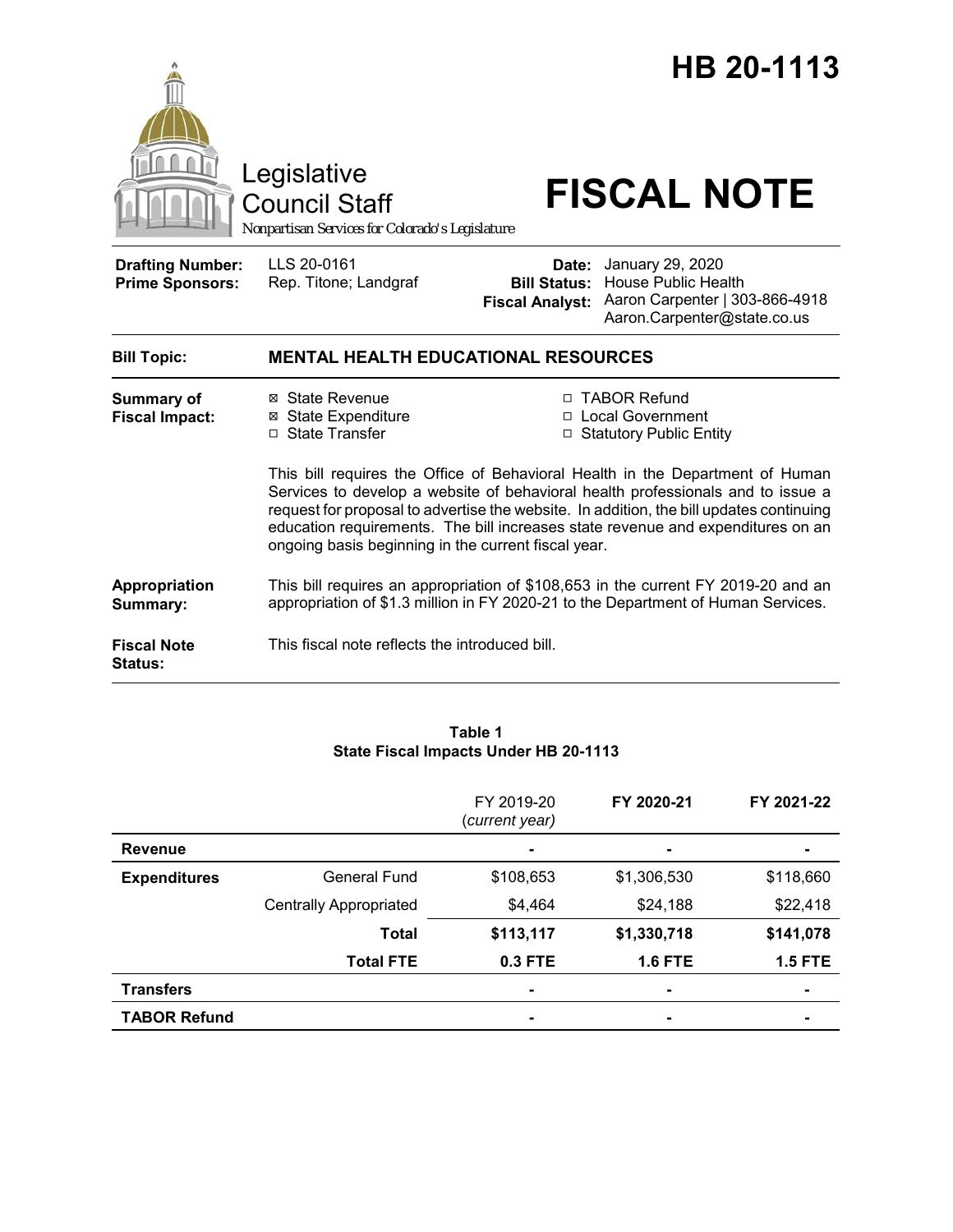# HB 20-1113

Legislative Council Staff

*Nonpartisan Services for Colorado's Legislature*

# FISCAL NOTE

| | | | |
|---|---|---|---|
| **Drafting Number:** | LLS 20-0161 | **Date:** | January 29, 2020 |
| **Prime Sponsors:** | Rep. Titone; Landgraf | **Bill Status:** | House Public Health |
| | | **Fiscal Analyst:** | Aaron Carpenter \| 303-866-4918 Aaron.Carpenter@state.co.us |

**Bill Topic:** **MENTAL HEALTH EDUCATIONAL RESOURCES**

**Summary of Fiscal Impact:**

- ☒ State Revenue
- ☒ State Expenditure
- ☐ State Transfer
- ☐ TABOR Refund
- ☐ Local Government
- ☐ Statutory Public Entity

This bill requires the Office of Behavioral Health in the Department of Human Services to develop a website of behavioral health professionals and to issue a request for proposal to advertise the website. In addition, the bill updates continuing education requirements. The bill increases state revenue and expenditures on an ongoing basis beginning in the current fiscal year.

**Appropriation Summary:** This bill requires an appropriation of $108,653 in the current FY 2019-20 and an appropriation of $1.3 million in FY 2020-21 to the Department of Human Services.

**Fiscal Note Status:** This fiscal note reflects the introduced bill.

**Table 1**
**State Fiscal Impacts Under HB 20-1113**

| | | FY 2019-20 (*current year*) | FY 2020-21 | FY 2021-22 |
|---|---|---|---|---|
| **Revenue** | | - | - | - |
| **Expenditures** | General Fund | $108,653 | $1,306,530 | $118,660 |
| | Centrally Appropriated | $4,464 | $24,188 | $22,418 |
| | **Total** | **$113,117** | **$1,330,718** | **$141,078** |
| | **Total FTE** | **0.3 FTE** | **1.6 FTE** | **1.5 FTE** |
| **Transfers** | | - | - | - |
| **TABOR Refund** | | - | - | - |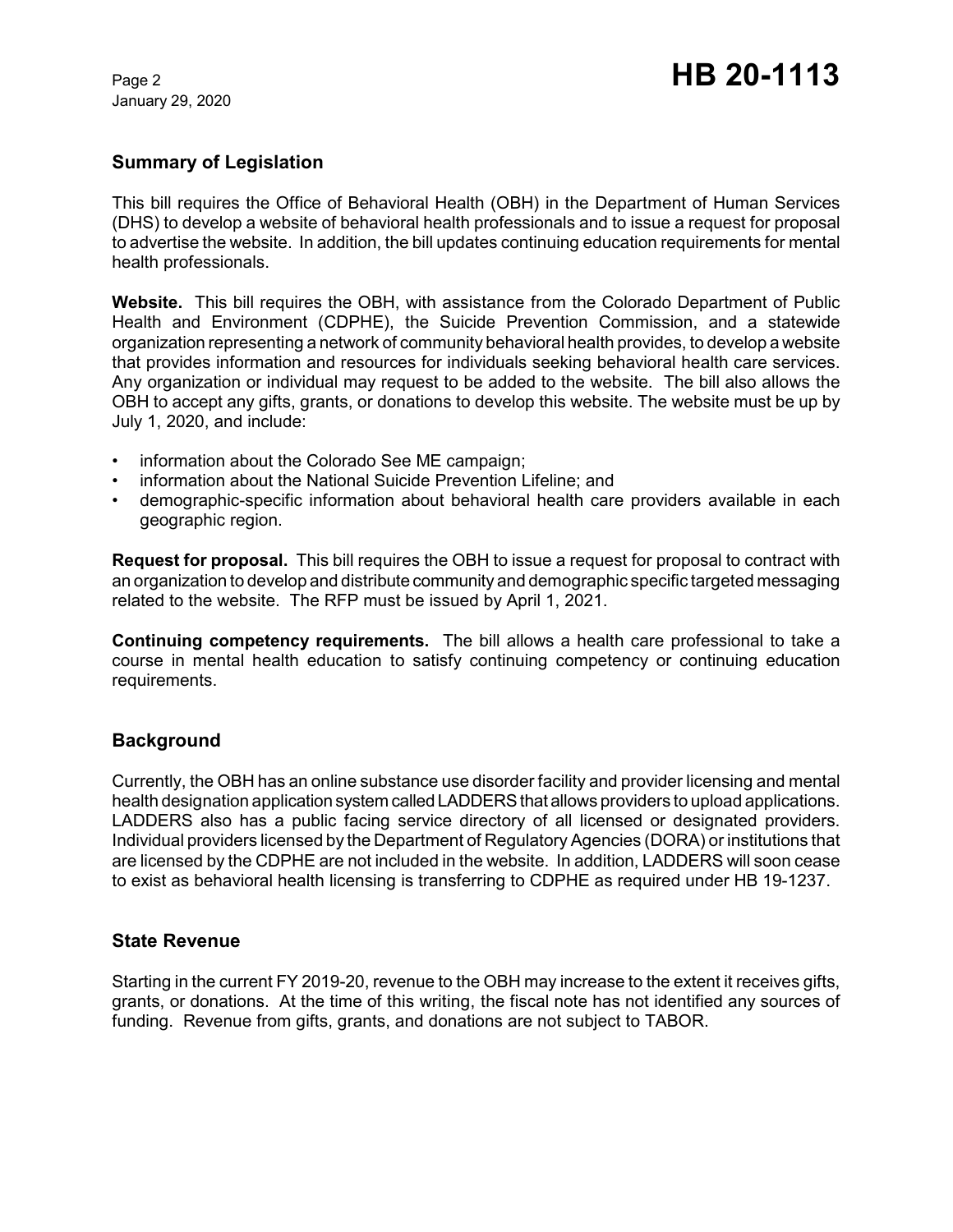## Summary of Legislation

This bill requires the Office of Behavioral Health (OBH) in the Department of Human Services (DHS) to develop a website of behavioral health professionals and to issue a request for proposal to advertise the website. In addition, the bill updates continuing education requirements for mental health professionals.

**Website.** This bill requires the OBH, with assistance from the Colorado Department of Public Health and Environment (CDPHE), the Suicide Prevention Commission, and a statewide organization representing a network of community behavioral health provides, to develop a website that provides information and resources for individuals seeking behavioral health care services. Any organization or individual may request to be added to the website. The bill also allows the OBH to accept any gifts, grants, or donations to develop this website. The website must be up by July 1, 2020, and include:

- information about the Colorado See ME campaign;
- information about the National Suicide Prevention Lifeline; and
- demographic-specific information about behavioral health care providers available in each geographic region.

**Request for proposal.** This bill requires the OBH to issue a request for proposal to contract with an organization to develop and distribute community and demographic specific targeted messaging related to the website. The RFP must be issued by April 1, 2021.

**Continuing competency requirements.** The bill allows a health care professional to take a course in mental health education to satisfy continuing competency or continuing education requirements.

## Background

Currently, the OBH has an online substance use disorder facility and provider licensing and mental health designation application system called LADDERS that allows providers to upload applications. LADDERS also has a public facing service directory of all licensed or designated providers. Individual providers licensed by the Department of Regulatory Agencies (DORA) or institutions that are licensed by the CDPHE are not included in the website. In addition, LADDERS will soon cease to exist as behavioral health licensing is transferring to CDPHE as required under HB 19-1237.

## State Revenue

Starting in the current FY 2019-20, revenue to the OBH may increase to the extent it receives gifts, grants, or donations. At the time of this writing, the fiscal note has not identified any sources of funding. Revenue from gifts, grants, and donations are not subject to TABOR.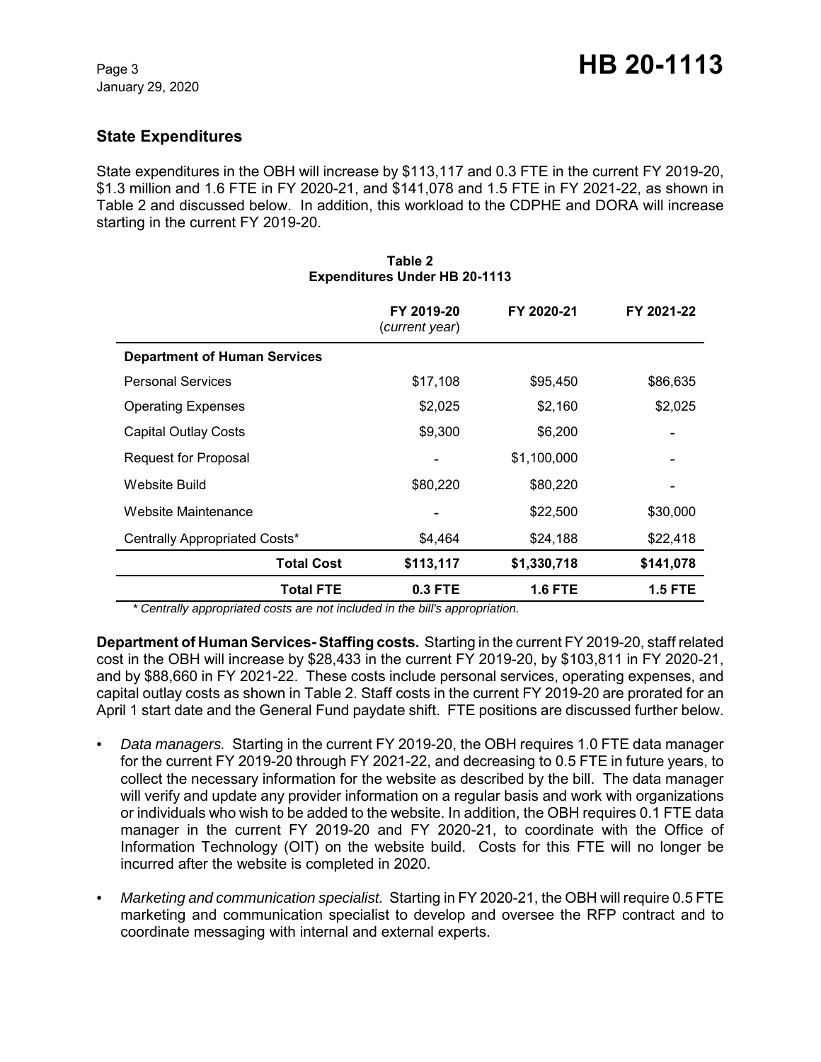## State Expenditures

State expenditures in the OBH will increase by $113,117 and 0.3 FTE in the current FY 2019-20, $1.3 million and 1.6 FTE in FY 2020-21, and $141,078 and 1.5 FTE in FY 2021-22, as shown in Table 2 and discussed below. In addition, this workload to the CDPHE and DORA will increase starting in the current FY 2019-20.

**Table 2**
**Expenditures Under HB 20-1113**

| | FY 2019-20 (*current year*) | FY 2020-21 | FY 2021-22 |
|---|---|---|---|
| **Department of Human Services** | | | |
| Personal Services | $17,108 | $95,450 | $86,635 |
| Operating Expenses | $2,025 | $2,160 | $2,025 |
| Capital Outlay Costs | $9,300 | $6,200 | - |
| Request for Proposal | - | $1,100,000 | - |
| Website Build | $80,220 | $80,220 | - |
| Website Maintenance | - | $22,500 | $30,000 |
| Centrally Appropriated Costs* | $4,464 | $24,188 | $22,418 |
| **Total Cost** | **$113,117** | **$1,330,718** | **$141,078** |
| **Total FTE** | **0.3 FTE** | **1.6 FTE** | **1.5 FTE** |

*\* Centrally appropriated costs are not included in the bill's appropriation.*

**Department of Human Services- Staffing costs.** Starting in the current FY 2019-20, staff related cost in the OBH will increase by $28,433 in the current FY 2019-20, by $103,811 in FY 2020-21, and by $88,660 in FY 2021-22. These costs include personal services, operating expenses, and capital outlay costs as shown in Table 2. Staff costs in the current FY 2019-20 are prorated for an April 1 start date and the General Fund paydate shift. FTE positions are discussed further below.

- *Data managers.* Starting in the current FY 2019-20, the OBH requires 1.0 FTE data manager for the current FY 2019-20 through FY 2021-22, and decreasing to 0.5 FTE in future years, to collect the necessary information for the website as described by the bill. The data manager will verify and update any provider information on a regular basis and work with organizations or individuals who wish to be added to the website. In addition, the OBH requires 0.1 FTE data manager in the current FY 2019-20 and FY 2020-21, to coordinate with the Office of Information Technology (OIT) on the website build. Costs for this FTE will no longer be incurred after the website is completed in 2020.
- *Marketing and communication specialist.* Starting in FY 2020-21, the OBH will require 0.5 FTE marketing and communication specialist to develop and oversee the RFP contract and to coordinate messaging with internal and external experts.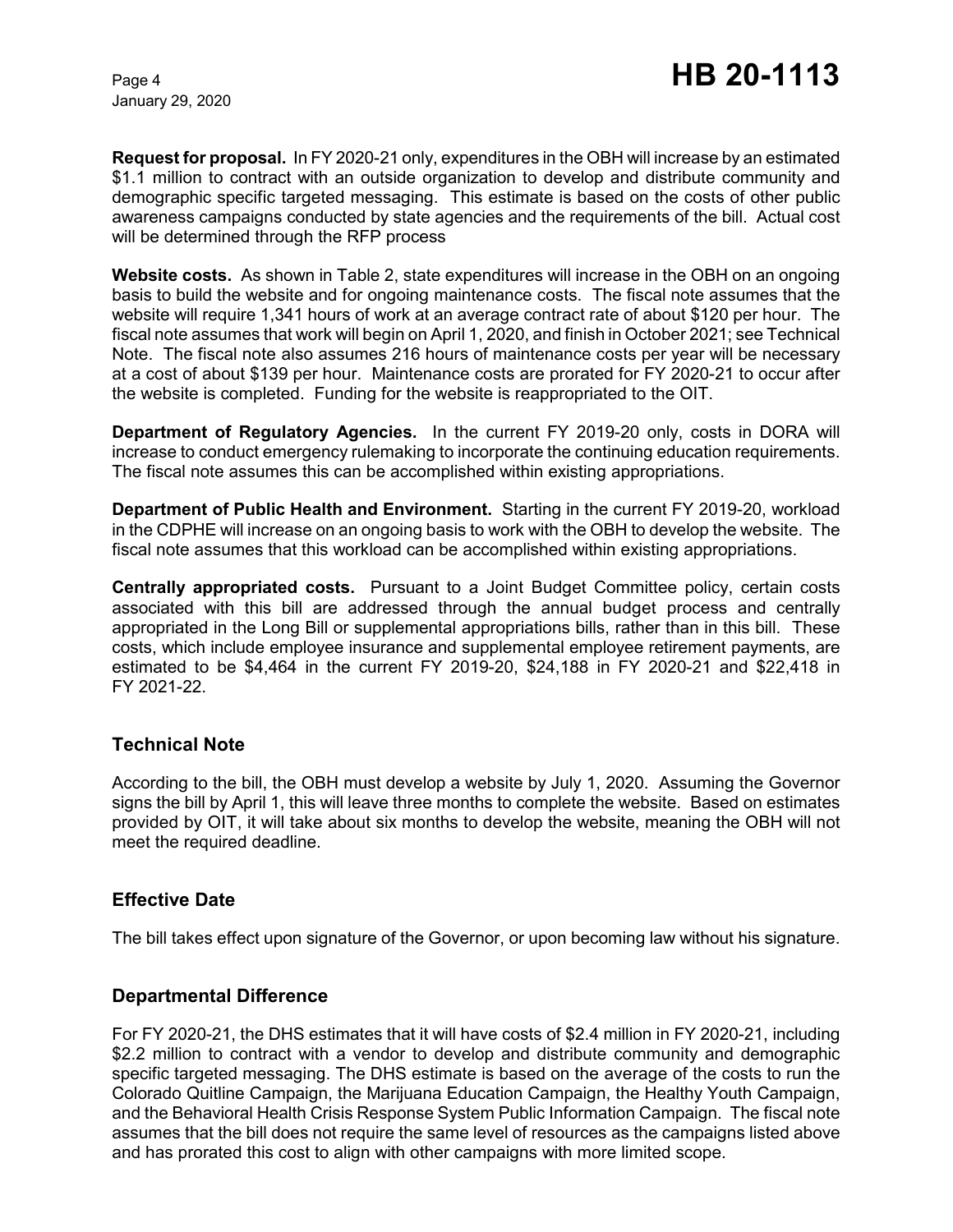**Request for proposal.** In FY 2020-21 only, expenditures in the OBH will increase by an estimated \$1.1 million to contract with an outside organization to develop and distribute community and demographic specific targeted messaging. This estimate is based on the costs of other public awareness campaigns conducted by state agencies and the requirements of the bill. Actual cost will be determined through the RFP process

**Website costs.** As shown in Table 2, state expenditures will increase in the OBH on an ongoing basis to build the website and for ongoing maintenance costs. The fiscal note assumes that the website will require 1,341 hours of work at an average contract rate of about \$120 per hour. The fiscal note assumes that work will begin on April 1, 2020, and finish in October 2021; see Technical Note. The fiscal note also assumes 216 hours of maintenance costs per year will be necessary at a cost of about \$139 per hour. Maintenance costs are prorated for FY 2020-21 to occur after the website is completed. Funding for the website is reappropriated to the OIT.

**Department of Regulatory Agencies.** In the current FY 2019-20 only, costs in DORA will increase to conduct emergency rulemaking to incorporate the continuing education requirements. The fiscal note assumes this can be accomplished within existing appropriations.

**Department of Public Health and Environment.** Starting in the current FY 2019-20, workload in the CDPHE will increase on an ongoing basis to work with the OBH to develop the website. The fiscal note assumes that this workload can be accomplished within existing appropriations.

**Centrally appropriated costs.** Pursuant to a Joint Budget Committee policy, certain costs associated with this bill are addressed through the annual budget process and centrally appropriated in the Long Bill or supplemental appropriations bills, rather than in this bill. These costs, which include employee insurance and supplemental employee retirement payments, are estimated to be \$4,464 in the current FY 2019-20, \$24,188 in FY 2020-21 and \$22,418 in FY 2021-22.

## Technical Note

According to the bill, the OBH must develop a website by July 1, 2020. Assuming the Governor signs the bill by April 1, this will leave three months to complete the website. Based on estimates provided by OIT, it will take about six months to develop the website, meaning the OBH will not meet the required deadline.

## Effective Date

The bill takes effect upon signature of the Governor, or upon becoming law without his signature.

## Departmental Difference

For FY 2020-21, the DHS estimates that it will have costs of \$2.4 million in FY 2020-21, including \$2.2 million to contract with a vendor to develop and distribute community and demographic specific targeted messaging. The DHS estimate is based on the average of the costs to run the Colorado Quitline Campaign, the Marijuana Education Campaign, the Healthy Youth Campaign, and the Behavioral Health Crisis Response System Public Information Campaign. The fiscal note assumes that the bill does not require the same level of resources as the campaigns listed above and has prorated this cost to align with other campaigns with more limited scope.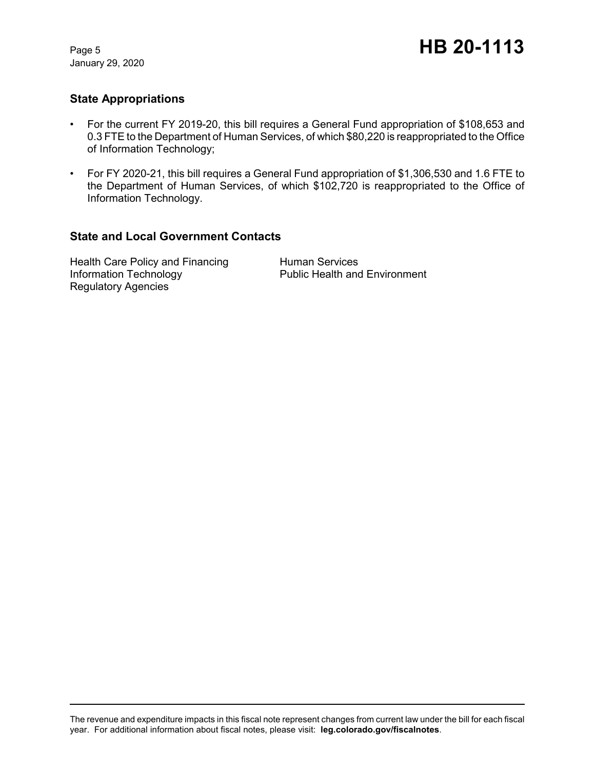## State Appropriations

- For the current FY 2019-20, this bill requires a General Fund appropriation of $108,653 and 0.3 FTE to the Department of Human Services, of which $80,220 is reappropriated to the Office of Information Technology;
- For FY 2020-21, this bill requires a General Fund appropriation of $1,306,530 and 1.6 FTE to the Department of Human Services, of which $102,720 is reappropriated to the Office of Information Technology.

## State and Local Government Contacts

Health Care Policy and Financing
Human Services
Information Technology
Public Health and Environment
Regulatory Agencies

The revenue and expenditure impacts in this fiscal note represent changes from current law under the bill for each fiscal year. For additional information about fiscal notes, please visit: **leg.colorado.gov/fiscalnotes**.